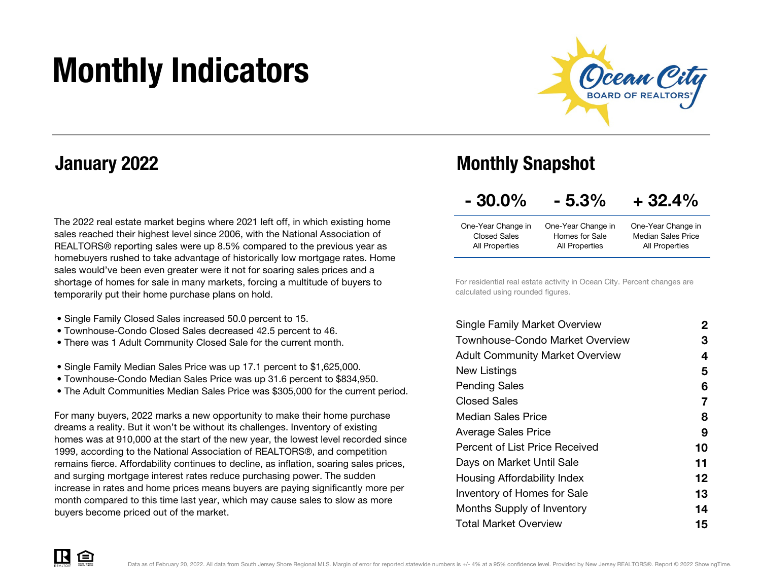# Monthly Indicators

Ocean City BOARD OF REALTORS®

## January 2022

The 2022 real estate market begins where 2021 left off, in which existing home sales reached their highest level since 2006, with the National Association of REALTORS® reporting sales were up 8.5% compared to the previous year as homebuyers rushed to take advantage of historically low mortgage rates. Home sales would've been even greater were it not for soaring sales prices and a shortage of homes for sale in many markets, forcing a multitude of buyers to temporarily put their home purchase plans on hold.

- Single Family Closed Sales increased 50.0 percent to 15.
- Townhouse-Condo Closed Sales decreased 42.5 percent to 46.
- There was 1 Adult Community Closed Sale for the current month.

- Single Family Median Sales Price was up 17.1 percent to $1,625,000.
- Townhouse-Condo Median Sales Price was up 31.6 percent to $834,950.
- The Adult Communities Median Sales Price was $305,000 for the current period.

For many buyers, 2022 marks a new opportunity to make their home purchase dreams a reality. But it won't be without its challenges. Inventory of existing homes was at 910,000 at the start of the new year, the lowest level recorded since 1999, according to the National Association of REALTORS®, and competition remains fierce. Affordability continues to decline, as inflation, soaring sales prices, and surging mortgage interest rates reduce purchasing power. The sudden increase in rates and home prices means buyers are paying significantly more per month compared to this time last year, which may cause sales to slow as more buyers become priced out of the market.

## Monthly Snapshot

| - 30.0% | - 5.3% | + 32.4% |
|---|---|---|
| One-Year Change in Closed Sales All Properties | One-Year Change in Homes for Sale All Properties | One-Year Change in Median Sales Price All Properties |

For residential real estate activity in Ocean City. Percent changes are calculated using rounded figures.

| | |
|---|---|
| Single Family Market Overview | 2 |
| Townhouse-Condo Market Overview | 3 |
| Adult Community Market Overview | 4 |
| New Listings | 5 |
| Pending Sales | 6 |
| Closed Sales | 7 |
| Median Sales Price | 8 |
| Average Sales Price | 9 |
| Percent of List Price Received | 10 |
| Days on Market Until Sale | 11 |
| Housing Affordability Index | 12 |
| Inventory of Homes for Sale | 13 |
| Months Supply of Inventory | 14 |
| Total Market Overview | 15 |

Data as of February 20, 2022. All data from South Jersey Shore Regional MLS. Margin of error for reported statewide numbers is +/- 4% at a 95% confidence level. Provided by New Jersey REALTORS®. Report © 2022 ShowingTime.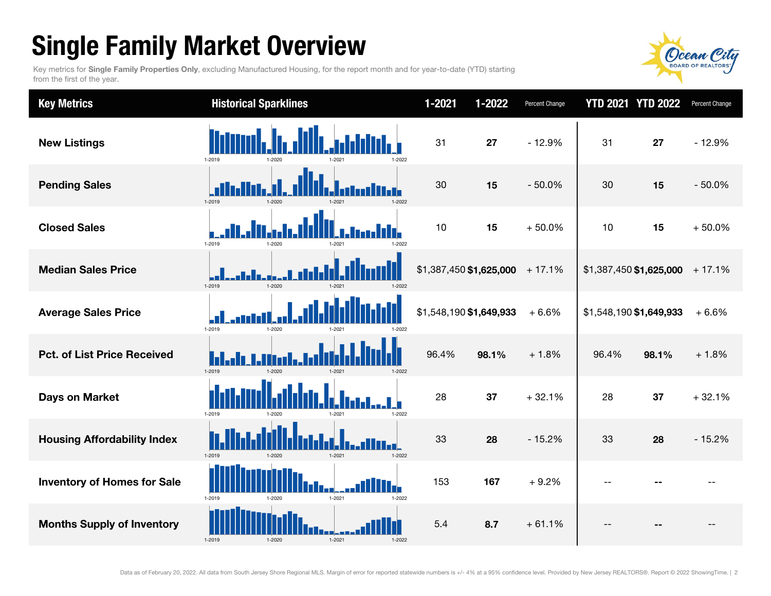# Single Family Market Overview

Key metrics for **Single Family Properties Only**, excluding Manufactured Housing, for the report month and for year-to-date (YTD) starting from the first of the year.

| Key Metrics | Historical Sparklines | 1-2021 | 1-2022 | Percent Change | YTD 2021 | YTD 2022 | Percent Change |
|---|---|---|---|---|---|---|---|
| New Listings | 1-2019 1-2020 1-2021 1-2022 | 31 | **27** | - 12.9% | 31 | **27** | - 12.9% |
| Pending Sales | 1-2019 1-2020 1-2021 1-2022 | 30 | **15** | - 50.0% | 30 | **15** | - 50.0% |
| Closed Sales | 1-2019 1-2020 1-2021 1-2022 | 10 | **15** | + 50.0% | 10 | **15** | + 50.0% |
| Median Sales Price | 1-2019 1-2020 1-2021 1-2022 | $1,387,450 | **$1,625,000** | + 17.1% | $1,387,450 | **$1,625,000** | + 17.1% |
| Average Sales Price | 1-2019 1-2020 1-2021 1-2022 | $1,548,190 | **$1,649,933** | + 6.6% | $1,548,190 | **$1,649,933** | + 6.6% |
| Pct. of List Price Received | 1-2019 1-2020 1-2021 1-2022 | 96.4% | **98.1%** | + 1.8% | 96.4% | **98.1%** | + 1.8% |
| Days on Market | 1-2019 1-2020 1-2021 1-2022 | 28 | **37** | + 32.1% | 28 | **37** | + 32.1% |
| Housing Affordability Index | 1-2019 1-2020 1-2021 1-2022 | 33 | **28** | - 15.2% | 33 | **28** | - 15.2% |
| Inventory of Homes for Sale | 1-2019 1-2020 1-2021 1-2022 | 153 | **167** | + 9.2% | -- | **--** | -- |
| Months Supply of Inventory | 1-2019 1-2020 1-2021 1-2022 | 5.4 | **8.7** | + 61.1% | -- | **--** | -- |

Data as of February 20, 2022. All data from South Jersey Shore Regional MLS. Margin of error for reported statewide numbers is +/- 4% at a 95% confidence level. Provided by New Jersey REALTORS®. Report © 2022 ShowingTime.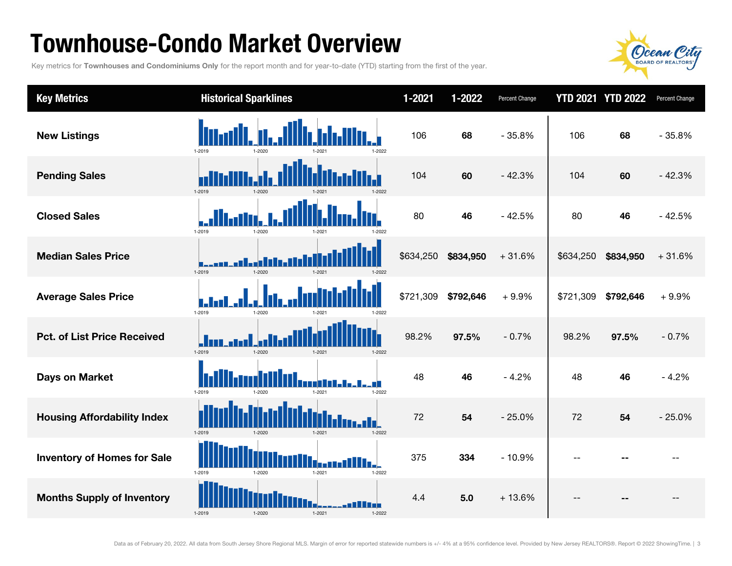# Townhouse-Condo Market Overview

Key metrics for **Townhouses and Condominiums Only** for the report month and for year-to-date (YTD) starting from the first of the year.

| Key Metrics | Historical Sparklines | 1-2021 | 1-2022 | Percent Change | YTD 2021 | YTD 2022 | Percent Change |
|---|---|---|---|---|---|---|---|
| **New Listings** | 1-2019 1-2020 1-2021 1-2022 | 106 | **68** | - 35.8% | 106 | **68** | - 35.8% |
| **Pending Sales** | 1-2019 1-2020 1-2021 1-2022 | 104 | **60** | - 42.3% | 104 | **60** | - 42.3% |
| **Closed Sales** | 1-2019 1-2020 1-2021 1-2022 | 80 | **46** | - 42.5% | 80 | **46** | - 42.5% |
| **Median Sales Price** | 1-2019 1-2020 1-2021 1-2022 | $634,250 | **$834,950** | + 31.6% | $634,250 | **$834,950** | + 31.6% |
| **Average Sales Price** | 1-2019 1-2020 1-2021 1-2022 | $721,309 | **$792,646** | + 9.9% | $721,309 | **$792,646** | + 9.9% |
| **Pct. of List Price Received** | 1-2019 1-2020 1-2021 1-2022 | 98.2% | **97.5%** | - 0.7% | 98.2% | **97.5%** | - 0.7% |
| **Days on Market** | 1-2019 1-2020 1-2021 1-2022 | 48 | **46** | - 4.2% | 48 | **46** | - 4.2% |
| **Housing Affordability Index** | 1-2019 1-2020 1-2021 1-2022 | 72 | **54** | - 25.0% | 72 | **54** | - 25.0% |
| **Inventory of Homes for Sale** | 1-2019 1-2020 1-2021 1-2022 | 375 | **334** | - 10.9% | -- | **--** | -- |
| **Months Supply of Inventory** | 1-2019 1-2020 1-2021 1-2022 | 4.4 | **5.0** | + 13.6% | -- | **--** | -- |

Data as of February 20, 2022. All data from South Jersey Shore Regional MLS. Margin of error for reported statewide numbers is +/- 4% at a 95% confidence level. Provided by New Jersey REALTORS®. Report © 2022 ShowingTime.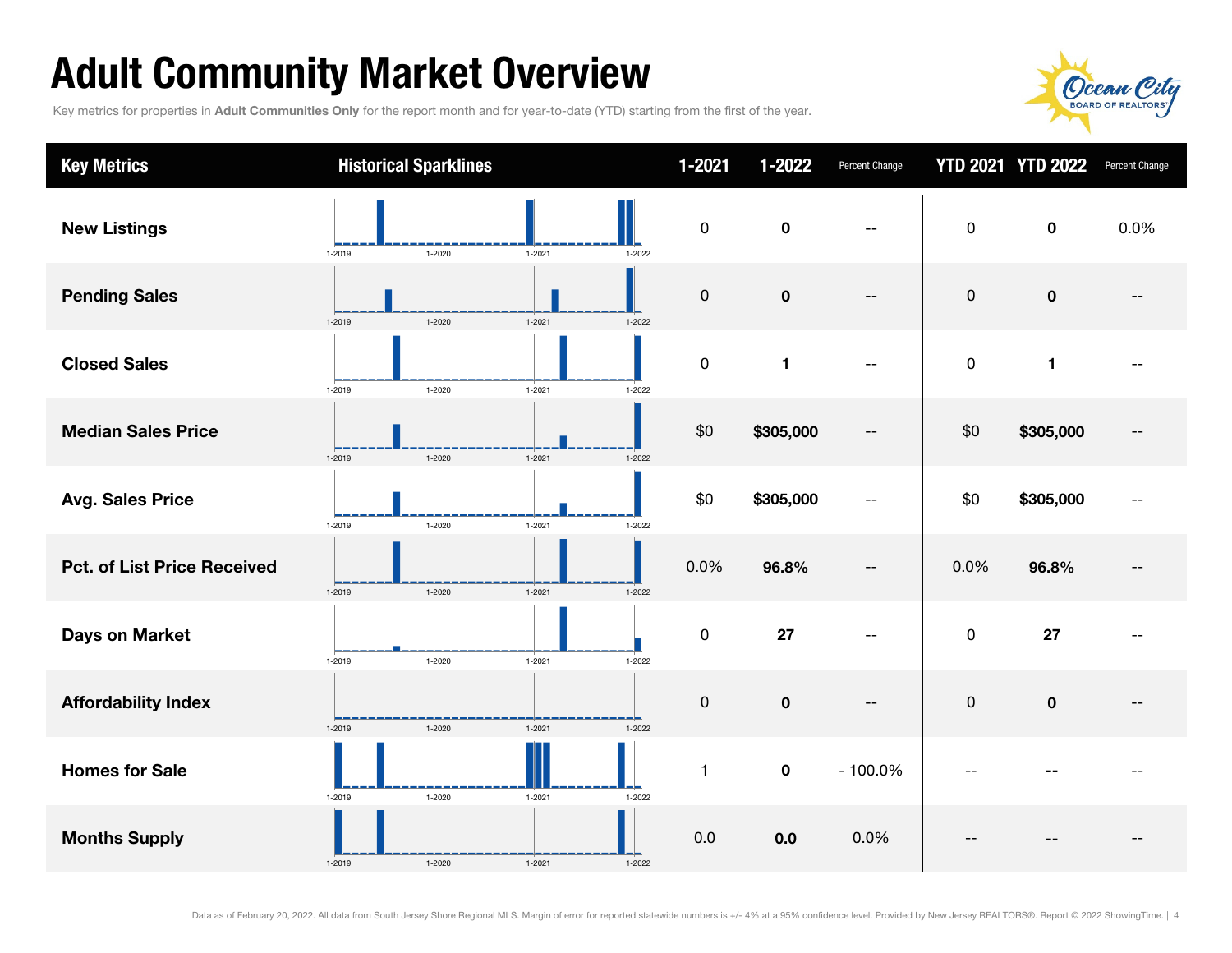# Adult Community Market Overview

Key metrics for properties in **Adult Communities Only** for the report month and for year-to-date (YTD) starting from the first of the year.

| Key Metrics | Historical Sparklines | 1-2021 | 1-2022 | Percent Change | YTD 2021 | YTD 2022 | Percent Change |
|---|---|---|---|---|---|---|---|
| **New Listings** | 1-2019 1-2020 1-2021 1-2022 | 0 | **0** | -- | 0 | **0** | 0.0% |
| **Pending Sales** | 1-2019 1-2020 1-2021 1-2022 | 0 | **0** | -- | 0 | **0** | -- |
| **Closed Sales** | 1-2019 1-2020 1-2021 1-2022 | 0 | **1** | -- | 0 | **1** | -- |
| **Median Sales Price** | 1-2019 1-2020 1-2021 1-2022 | $0 | **$305,000** | -- | $0 | **$305,000** | -- |
| **Avg. Sales Price** | 1-2019 1-2020 1-2021 1-2022 | $0 | **$305,000** | -- | $0 | **$305,000** | -- |
| **Pct. of List Price Received** | 1-2019 1-2020 1-2021 1-2022 | 0.0% | **96.8%** | -- | 0.0% | **96.8%** | -- |
| **Days on Market** | 1-2019 1-2020 1-2021 1-2022 | 0 | **27** | -- | 0 | **27** | -- |
| **Affordability Index** | 1-2019 1-2020 1-2021 1-2022 | 0 | **0** | -- | 0 | **0** | -- |
| **Homes for Sale** | 1-2019 1-2020 1-2021 1-2022 | 1 | **0** | - 100.0% | -- | **--** | -- |
| **Months Supply** | 1-2019 1-2020 1-2021 1-2022 | 0.0 | **0.0** | 0.0% | -- | **--** | -- |

Data as of February 20, 2022. All data from South Jersey Shore Regional MLS. Margin of error for reported statewide numbers is +/- 4% at a 95% confidence level. Provided by New Jersey REALTORS®. Report © 2022 ShowingTime.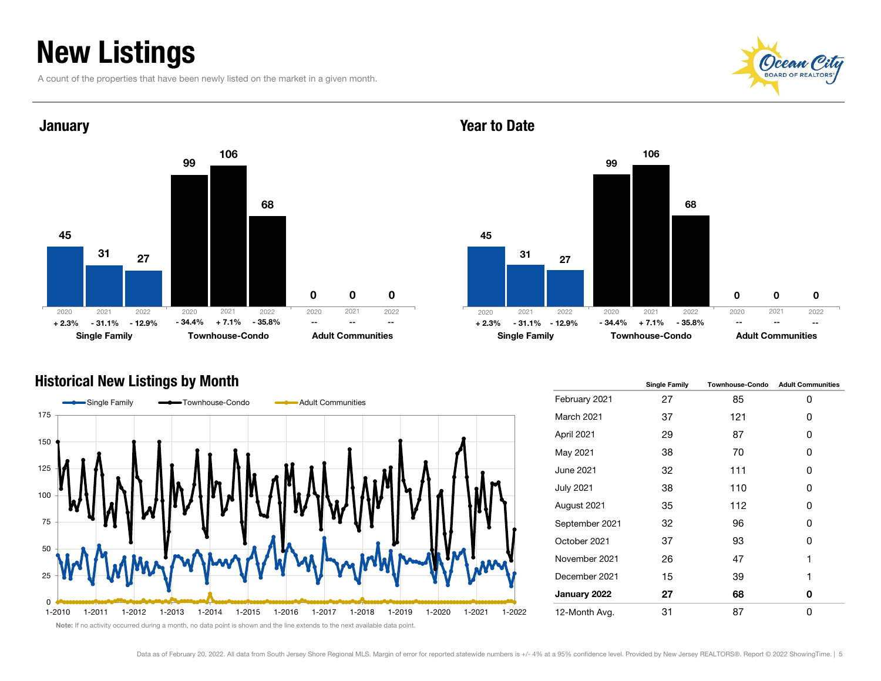# New Listings

A count of the properties that have been newly listed on the market in a given month.

## January

| | Single Family | | | Townhouse-Condo | | | Adult Communities | | |
|---|---|---|---|---|---|---|---|---|---|
| Year | 2020 | 2021 | 2022 | 2020 | 2021 | 2022 | 2020 | 2021 | 2022 |
| Count | 45 | 31 | 27 | 99 | 106 | 68 | 0 | 0 | 0 |
| Change | + 2.3% | - 31.1% | - 12.9% | - 34.4% | + 7.1% | - 35.8% | -- | -- | -- |

## Year to Date

| | Single Family | | | Townhouse-Condo | | | Adult Communities | | |
|---|---|---|---|---|---|---|---|---|---|
| Year | 2020 | 2021 | 2022 | 2020 | 2021 | 2022 | 2020 | 2021 | 2022 |
| Count | 45 | 31 | 27 | 99 | 106 | 68 | 0 | 0 | 0 |
| Change | + 2.3% | - 31.1% | - 12.9% | - 34.4% | + 7.1% | - 35.8% | -- | -- | -- |

## Historical New Listings by Month

| | Single Family | Townhouse-Condo | Adult Communities |
|---|---|---|---|
| February 2021 | 27 | 85 | 0 |
| March 2021 | 37 | 121 | 0 |
| April 2021 | 29 | 87 | 0 |
| May 2021 | 38 | 70 | 0 |
| June 2021 | 32 | 111 | 0 |
| July 2021 | 38 | 110 | 0 |
| August 2021 | 35 | 112 | 0 |
| September 2021 | 32 | 96 | 0 |
| October 2021 | 37 | 93 | 0 |
| November 2021 | 26 | 47 | 1 |
| December 2021 | 15 | 39 | 1 |
| **January 2022** | **27** | **68** | **0** |
| 12-Month Avg. | 31 | 87 | 0 |

**Note:** If no activity occurred during a month, no data point is shown and the line extends to the next available data point.

Data as of February 20, 2022. All data from South Jersey Shore Regional MLS. Margin of error for reported statewide numbers is +/- 4% at a 95% confidence level. Provided by New Jersey REALTORS®. Report © 2022 ShowingTime.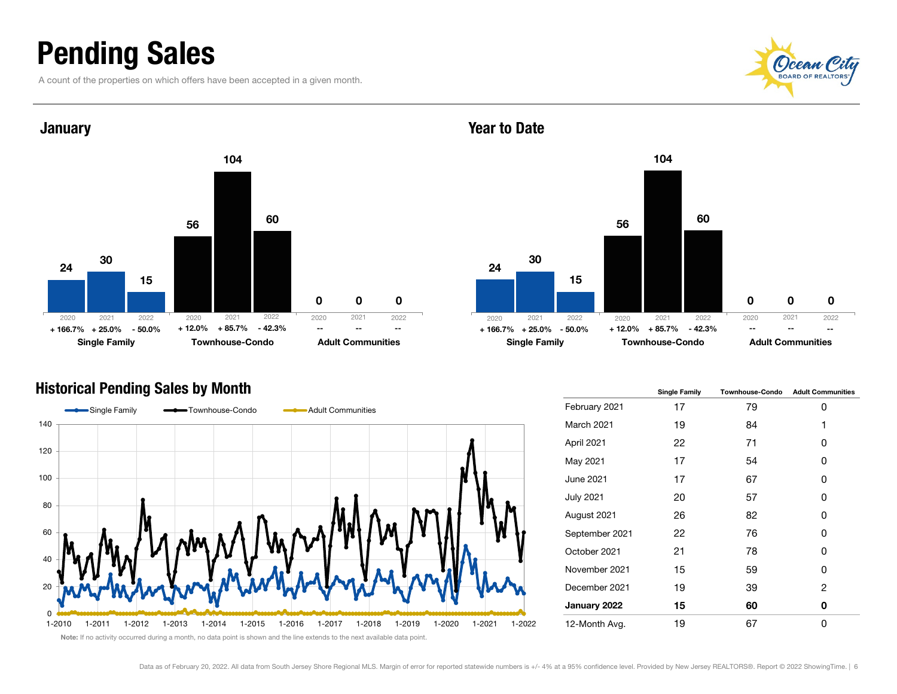# Pending Sales

A count of the properties on which offers have been accepted in a given month.

## January

| | Single Family | | | Townhouse-Condo | | | Adult Communities | | |
|---|---|---|---|---|---|---|---|---|---|
| Year | 2020 | 2021 | 2022 | 2020 | 2021 | 2022 | 2020 | 2021 | 2022 |
| Pending Sales | 24 | 30 | 15 | 56 | 104 | 60 | 0 | 0 | 0 |
| Change | + 166.7% | + 25.0% | - 50.0% | + 12.0% | + 85.7% | - 42.3% | -- | -- | -- |

## Year to Date

| | Single Family | | | Townhouse-Condo | | | Adult Communities | | |
|---|---|---|---|---|---|---|---|---|---|
| Year | 2020 | 2021 | 2022 | 2020 | 2021 | 2022 | 2020 | 2021 | 2022 |
| Pending Sales | 24 | 30 | 15 | 56 | 104 | 60 | 0 | 0 | 0 |
| Change | + 166.7% | + 25.0% | - 50.0% | + 12.0% | + 85.7% | - 42.3% | -- | -- | -- |

## Historical Pending Sales by Month

Note: If no activity occurred during a month, no data point is shown and the line extends to the next available data point.

| | Single Family | Townhouse-Condo | Adult Communities |
|---|---|---|---|
| February 2021 | 17 | 79 | 0 |
| March 2021 | 19 | 84 | 1 |
| April 2021 | 22 | 71 | 0 |
| May 2021 | 17 | 54 | 0 |
| June 2021 | 17 | 67 | 0 |
| July 2021 | 20 | 57 | 0 |
| August 2021 | 26 | 82 | 0 |
| September 2021 | 22 | 76 | 0 |
| October 2021 | 21 | 78 | 0 |
| November 2021 | 15 | 59 | 0 |
| December 2021 | 19 | 39 | 2 |
| **January 2022** | **15** | **60** | **0** |
| 12-Month Avg. | 19 | 67 | 0 |

Data as of February 20, 2022. All data from South Jersey Shore Regional MLS. Margin of error for reported statewide numbers is +/- 4% at a 95% confidence level. Provided by New Jersey REALTORS®. Report © 2022 ShowingTime.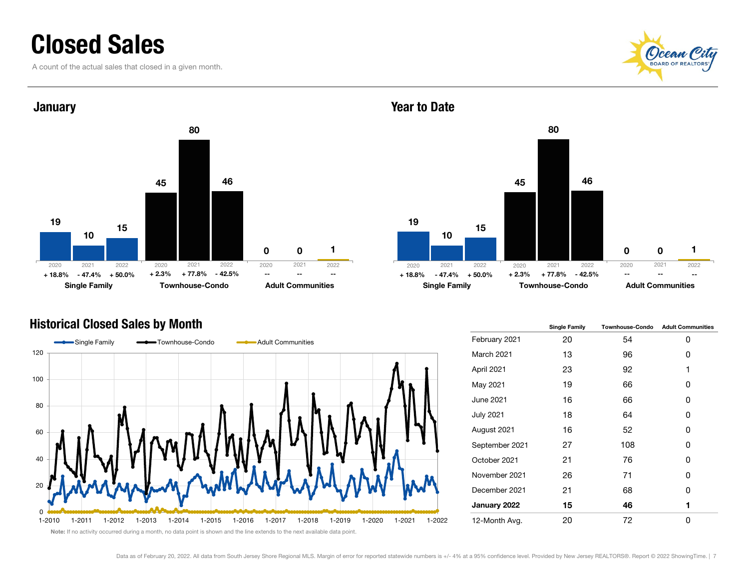# Closed Sales

A count of the actual sales that closed in a given month.

## January

| | 2020 | 2021 | 2022 |
|---|---|---|---|
| Single Family | 19 | 10 | 15 |
| | + 18.8% | - 47.4% | + 50.0% |
| Townhouse-Condo | 45 | 80 | 46 |
| | + 2.3% | + 77.8% | - 42.5% |
| Adult Communities | 0 | 0 | 1 |
| | -- | -- | -- |

## Year to Date

| | 2020 | 2021 | 2022 |
|---|---|---|---|
| Single Family | 19 | 10 | 15 |
| | + 18.8% | - 47.4% | + 50.0% |
| Townhouse-Condo | 45 | 80 | 46 |
| | + 2.3% | + 77.8% | - 42.5% |
| Adult Communities | 0 | 0 | 1 |
| | -- | -- | -- |

## Historical Closed Sales by Month

Note: If no activity occurred during a month, no data point is shown and the line extends to the next available data point.

| | Single Family | Townhouse-Condo | Adult Communities |
|---|---|---|---|
| February 2021 | 20 | 54 | 0 |
| March 2021 | 13 | 96 | 0 |
| April 2021 | 23 | 92 | 1 |
| May 2021 | 19 | 66 | 0 |
| June 2021 | 16 | 66 | 0 |
| July 2021 | 18 | 64 | 0 |
| August 2021 | 16 | 52 | 0 |
| September 2021 | 27 | 108 | 0 |
| October 2021 | 21 | 76 | 0 |
| November 2021 | 26 | 71 | 0 |
| December 2021 | 21 | 68 | 0 |
| **January 2022** | **15** | **46** | **1** |
| 12-Month Avg. | 20 | 72 | 0 |

Data as of February 20, 2022. All data from South Jersey Shore Regional MLS. Margin of error for reported statewide numbers is +/- 4% at a 95% confidence level. Provided by New Jersey REALTORS®. Report © 2022 ShowingTime.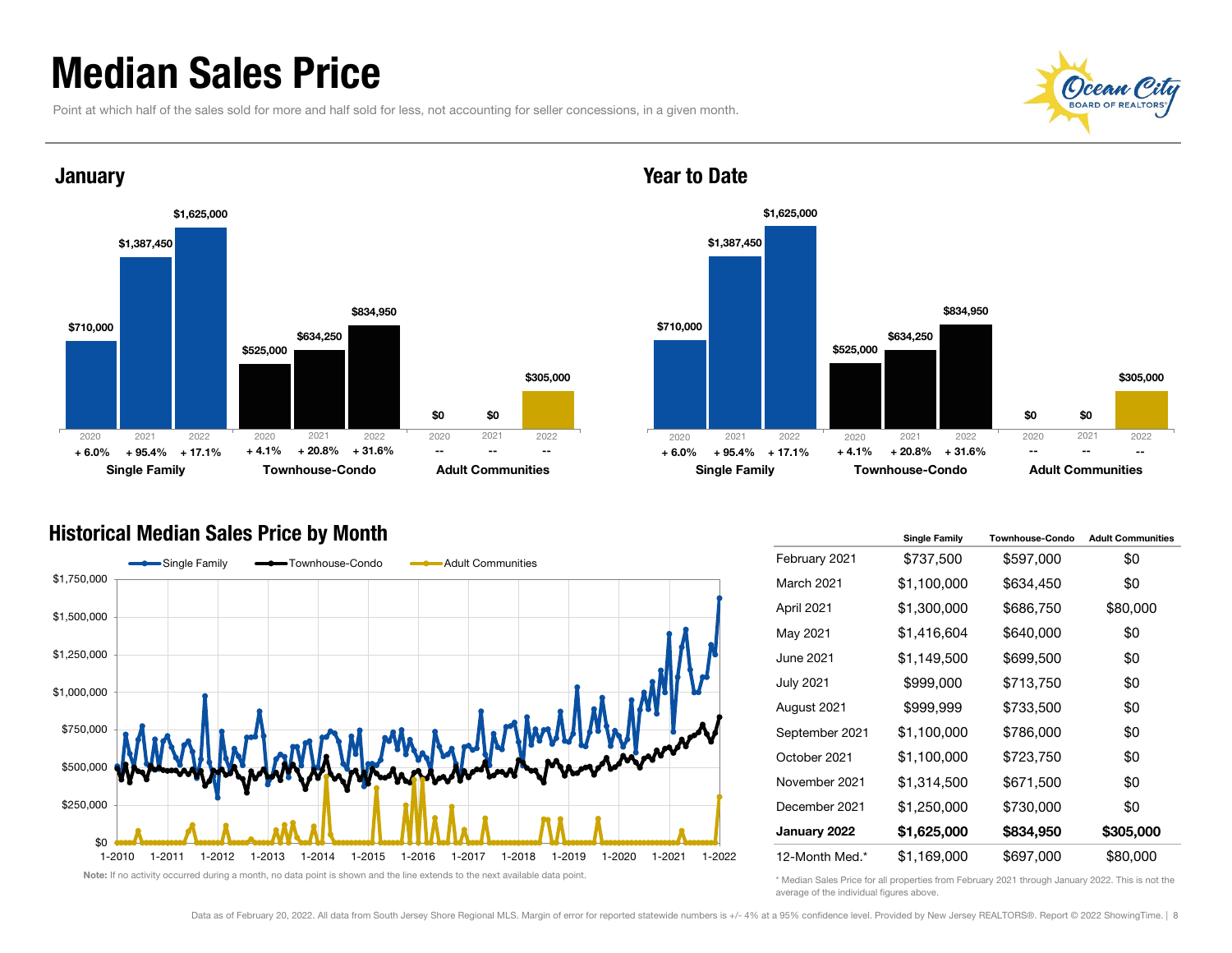# Median Sales Price

Point at which half of the sales sold for more and half sold for less, not accounting for seller concessions, in a given month.

## January

| | 2020 | 2021 | 2022 |
|---|---|---|---|
| **Single Family** | $710,000 (+ 6.0%) | $1,387,450 (+ 95.4%) | $1,625,000 (+ 17.1%) |
| **Townhouse-Condo** | $525,000 (+ 4.1%) | $634,250 (+ 20.8%) | $834,950 (+ 31.6%) |
| **Adult Communities** | $0 (--) | $0 (--) | $305,000 (--) |

## Year to Date

| | 2020 | 2021 | 2022 |
|---|---|---|---|
| **Single Family** | $710,000 (+ 6.0%) | $1,387,450 (+ 95.4%) | $1,625,000 (+ 17.1%) |
| **Townhouse-Condo** | $525,000 (+ 4.1%) | $634,250 (+ 20.8%) | $834,950 (+ 31.6%) |
| **Adult Communities** | $0 (--) | $0 (--) | $305,000 (--) |

## Historical Median Sales Price by Month

Note: If no activity occurred during a month, no data point is shown and the line extends to the next available data point.

| | Single Family | Townhouse-Condo | Adult Communities |
|---|---|---|---|
| February 2021 | $737,500 | $597,000 | $0 |
| March 2021 | $1,100,000 | $634,450 | $0 |
| April 2021 | $1,300,000 | $686,750 | $80,000 |
| May 2021 | $1,416,604 | $640,000 | $0 |
| June 2021 | $1,149,500 | $699,500 | $0 |
| July 2021 | $999,000 | $713,750 | $0 |
| August 2021 | $999,999 | $733,500 | $0 |
| September 2021 | $1,100,000 | $786,000 | $0 |
| October 2021 | $1,100,000 | $723,750 | $0 |
| November 2021 | $1,314,500 | $671,500 | $0 |
| December 2021 | $1,250,000 | $730,000 | $0 |
| **January 2022** | **$1,625,000** | **$834,950** | **$305,000** |
| 12-Month Med.* | $1,169,000 | $697,000 | $80,000 |

\* Median Sales Price for all properties from February 2021 through January 2022. This is not the average of the individual figures above.

Data as of February 20, 2022. All data from South Jersey Shore Regional MLS. Margin of error for reported statewide numbers is +/- 4% at a 95% confidence level. Provided by New Jersey REALTORS®. Report © 2022 ShowingTime.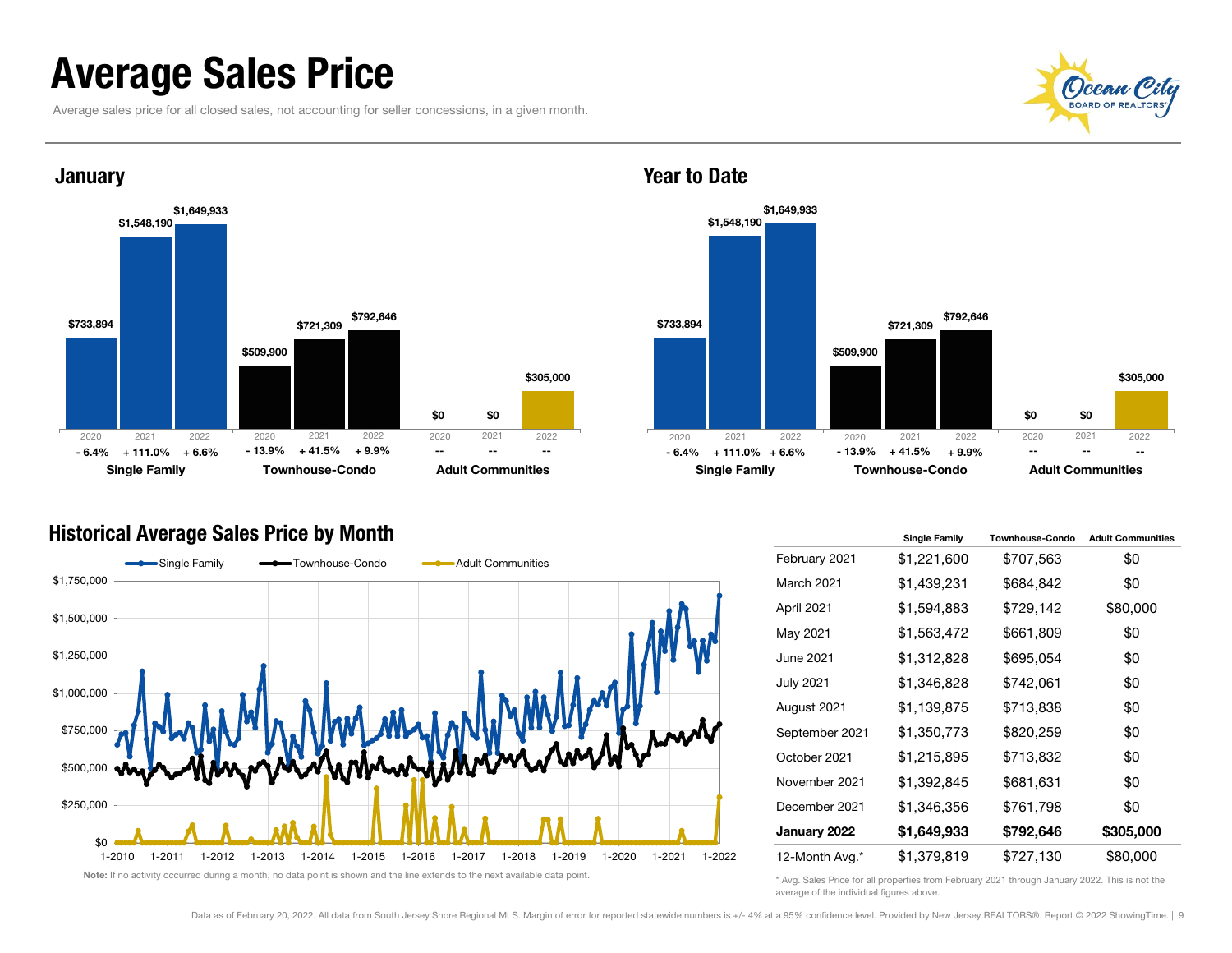# Average Sales Price

Average sales price for all closed sales, not accounting for seller concessions, in a given month.

## January

| | 2020 | 2021 | 2022 |
|---|---|---|---|
| **Single Family** | $733,894 | $1,548,190 | $1,649,933 |
| Change | - 6.4% | + 111.0% | + 6.6% |
| **Townhouse-Condo** | $509,900 | $721,309 | $792,646 |
| Change | - 13.9% | + 41.5% | + 9.9% |
| **Adult Communities** | $0 | $0 | $305,000 |
| Change | -- | -- | -- |

## Year to Date

| | 2020 | 2021 | 2022 |
|---|---|---|---|
| **Single Family** | $733,894 | $1,548,190 | $1,649,933 |
| Change | - 6.4% | + 111.0% | + 6.6% |
| **Townhouse-Condo** | $509,900 | $721,309 | $792,646 |
| Change | - 13.9% | + 41.5% | + 9.9% |
| **Adult Communities** | $0 | $0 | $305,000 |
| Change | -- | -- | -- |

## Historical Average Sales Price by Month

Note: If no activity occurred during a month, no data point is shown and the line extends to the next available data point.

| | Single Family | Townhouse-Condo | Adult Communities |
|---|---|---|---|
| February 2021 | $1,221,600 | $707,563 | $0 |
| March 2021 | $1,439,231 | $684,842 | $0 |
| April 2021 | $1,594,883 | $729,142 | $80,000 |
| May 2021 | $1,563,472 | $661,809 | $0 |
| June 2021 | $1,312,828 | $695,054 | $0 |
| July 2021 | $1,346,828 | $742,061 | $0 |
| August 2021 | $1,139,875 | $713,838 | $0 |
| September 2021 | $1,350,773 | $820,259 | $0 |
| October 2021 | $1,215,895 | $713,832 | $0 |
| November 2021 | $1,392,845 | $681,631 | $0 |
| December 2021 | $1,346,356 | $761,798 | $0 |
| **January 2022** | **$1,649,933** | **$792,646** | **$305,000** |
| 12-Month Avg.* | $1,379,819 | $727,130 | $80,000 |

\* Avg. Sales Price for all properties from February 2021 through January 2022. This is not the average of the individual figures above.

Data as of February 20, 2022. All data from South Jersey Shore Regional MLS. Margin of error for reported statewide numbers is +/- 4% at a 95% confidence level. Provided by New Jersey REALTORS®. Report © 2022 ShowingTime.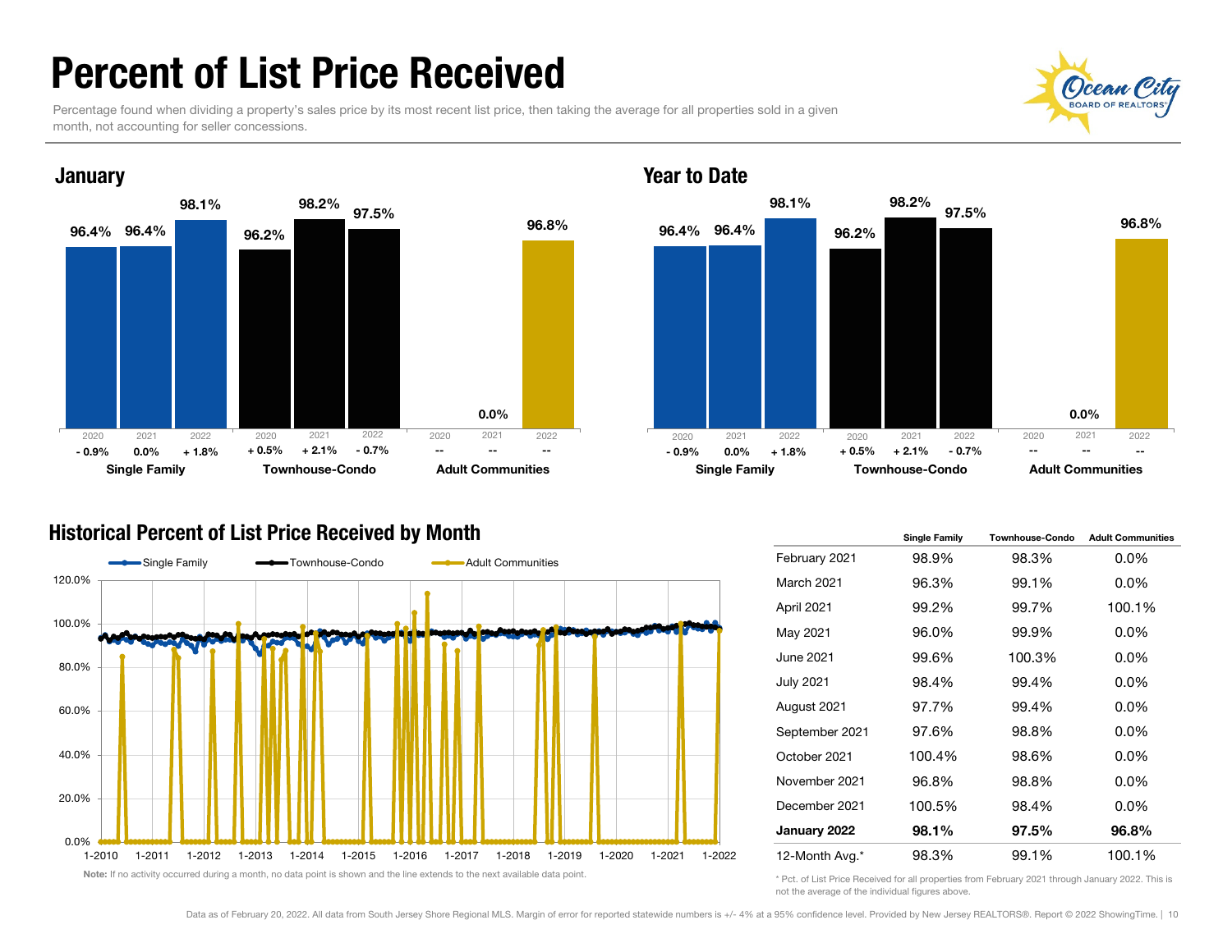# Percent of List Price Received

Percentage found when dividing a property's sales price by its most recent list price, then taking the average for all properties sold in a given month, not accounting for seller concessions.

## January

| | Single Family | | | Townhouse-Condo | | | Adult Communities | | |
|---|---|---|---|---|---|---|---|---|---|
| | 2020 | 2021 | 2022 | 2020 | 2021 | 2022 | 2020 | 2021 | 2022 |
| Value | 96.4% | 96.4% | 98.1% | 96.2% | 98.2% | 97.5% | | 0.0% | 96.8% |
| Change | - 0.9% | 0.0% | + 1.8% | + 0.5% | + 2.1% | - 0.7% | -- | -- | -- |

## Year to Date

| | Single Family | | | Townhouse-Condo | | | Adult Communities | | |
|---|---|---|---|---|---|---|---|---|---|
| | 2020 | 2021 | 2022 | 2020 | 2021 | 2022 | 2020 | 2021 | 2022 |
| Value | 96.4% | 96.4% | 98.1% | 96.2% | 98.2% | 97.5% | | 0.0% | 96.8% |
| Change | - 0.9% | 0.0% | + 1.8% | + 0.5% | + 2.1% | - 0.7% | -- | -- | -- |

## Historical Percent of List Price Received by Month

Note: If no activity occurred during a month, no data point is shown and the line extends to the next available data point.

| | Single Family | Townhouse-Condo | Adult Communities |
|---|---|---|---|
| February 2021 | 98.9% | 98.3% | 0.0% |
| March 2021 | 96.3% | 99.1% | 0.0% |
| April 2021 | 99.2% | 99.7% | 100.1% |
| May 2021 | 96.0% | 99.9% | 0.0% |
| June 2021 | 99.6% | 100.3% | 0.0% |
| July 2021 | 98.4% | 99.4% | 0.0% |
| August 2021 | 97.7% | 99.4% | 0.0% |
| September 2021 | 97.6% | 98.8% | 0.0% |
| October 2021 | 100.4% | 98.6% | 0.0% |
| November 2021 | 96.8% | 98.8% | 0.0% |
| December 2021 | 100.5% | 98.4% | 0.0% |
| **January 2022** | **98.1%** | **97.5%** | **96.8%** |
| 12-Month Avg.* | 98.3% | 99.1% | 100.1% |

\* Pct. of List Price Received for all properties from February 2021 through January 2022. This is not the average of the individual figures above.

Data as of February 20, 2022. All data from South Jersey Shore Regional MLS. Margin of error for reported statewide numbers is +/- 4% at a 95% confidence level. Provided by New Jersey REALTORS®. Report © 2022 ShowingTime.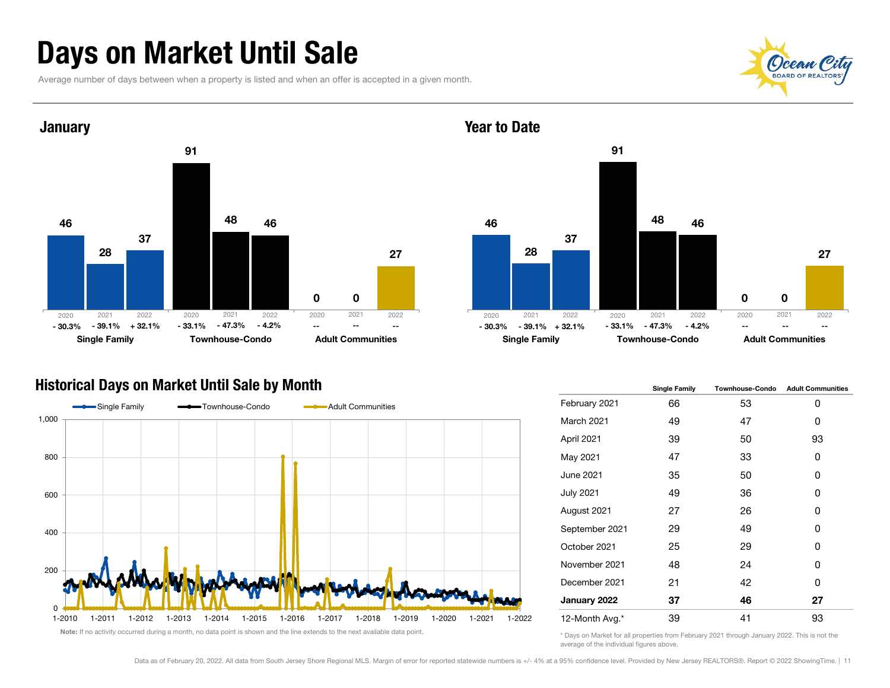# Days on Market Until Sale

Average number of days between when a property is listed and when an offer is accepted in a given month.

## January

| | 2020 | 2021 | 2022 |
|---|---|---|---|
| **Single Family** | 46 | 28 | 37 |
| % change | - 30.3% | - 39.1% | + 32.1% |
| **Townhouse-Condo** | 91 | 48 | 46 |
| % change | - 33.1% | - 47.3% | - 4.2% |
| **Adult Communities** | 0 | 0 | 27 |
| % change | -- | -- | -- |

## Year to Date

| | 2020 | 2021 | 2022 |
|---|---|---|---|
| **Single Family** | 46 | 28 | 37 |
| % change | - 30.3% | - 39.1% | + 32.1% |
| **Townhouse-Condo** | 91 | 48 | 46 |
| % change | - 33.1% | - 47.3% | - 4.2% |
| **Adult Communities** | 0 | 0 | 27 |
| % change | -- | -- | -- |

## Historical Days on Market Until Sale by Month

Note: If no activity occurred during a month, no data point is shown and the line extends to the next available data point.

| | Single Family | Townhouse-Condo | Adult Communities |
|---|---|---|---|
| February 2021 | 66 | 53 | 0 |
| March 2021 | 49 | 47 | 0 |
| April 2021 | 39 | 50 | 93 |
| May 2021 | 47 | 33 | 0 |
| June 2021 | 35 | 50 | 0 |
| July 2021 | 49 | 36 | 0 |
| August 2021 | 27 | 26 | 0 |
| September 2021 | 29 | 49 | 0 |
| October 2021 | 25 | 29 | 0 |
| November 2021 | 48 | 24 | 0 |
| December 2021 | 21 | 42 | 0 |
| **January 2022** | **37** | **46** | **27** |
| 12-Month Avg.* | 39 | 41 | 93 |

\* Days on Market for all properties from February 2021 through January 2022. This is not the average of the individual figures above.

Data as of February 20, 2022. All data from South Jersey Shore Regional MLS. Margin of error for reported statewide numbers is +/- 4% at a 95% confidence level. Provided by New Jersey REALTORS®. Report © 2022 ShowingTime.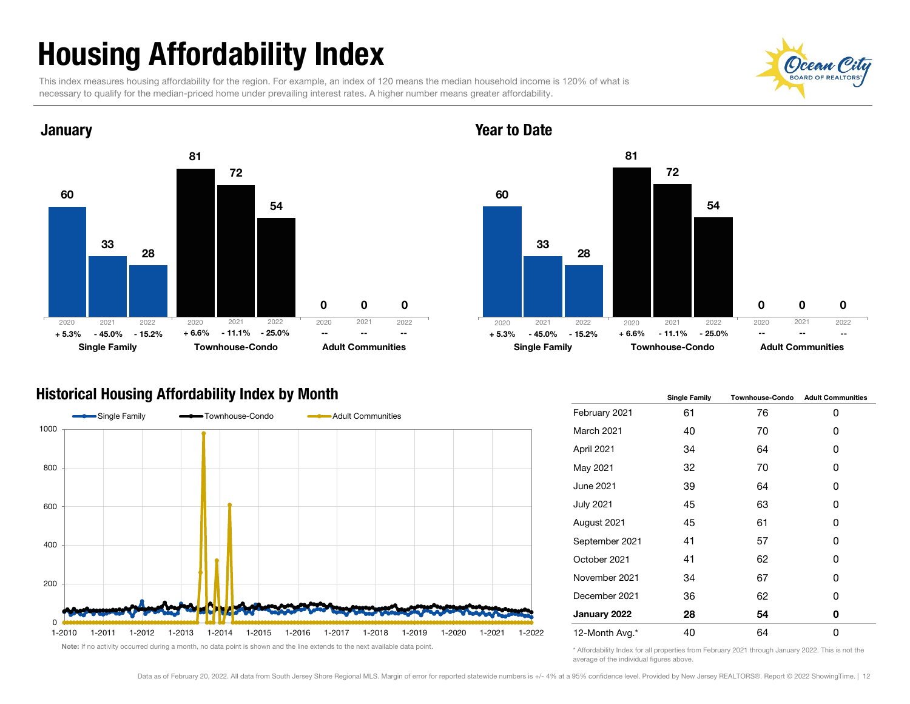# Housing Affordability Index

This index measures housing affordability for the region. For example, an index of 120 means the median household income is 120% of what is necessary to qualify for the median-priced home under prevailing interest rates. A higher number means greater affordability.

## January

| | 2020 | 2021 | 2022 |
|---|---|---|---|
| Single Family | 60 | 33 | 28 |
| Single Family % change | + 5.3% | - 45.0% | - 15.2% |
| Townhouse-Condo | 81 | 72 | 54 |
| Townhouse-Condo % change | + 6.6% | - 11.1% | - 25.0% |
| Adult Communities | 0 | 0 | 0 |
| Adult Communities % change | -- | -- | -- |

## Year to Date

| | 2020 | 2021 | 2022 |
|---|---|---|---|
| Single Family | 60 | 33 | 28 |
| Single Family % change | + 5.3% | - 45.0% | - 15.2% |
| Townhouse-Condo | 81 | 72 | 54 |
| Townhouse-Condo % change | + 6.6% | - 11.1% | - 25.0% |
| Adult Communities | 0 | 0 | 0 |
| Adult Communities % change | -- | -- | -- |

## Historical Housing Affordability Index by Month

Note: If no activity occurred during a month, no data point is shown and the line extends to the next available data point.

| | Single Family | Townhouse-Condo | Adult Communities |
|---|---|---|---|
| February 2021 | 61 | 76 | 0 |
| March 2021 | 40 | 70 | 0 |
| April 2021 | 34 | 64 | 0 |
| May 2021 | 32 | 70 | 0 |
| June 2021 | 39 | 64 | 0 |
| July 2021 | 45 | 63 | 0 |
| August 2021 | 45 | 61 | 0 |
| September 2021 | 41 | 57 | 0 |
| October 2021 | 41 | 62 | 0 |
| November 2021 | 34 | 67 | 0 |
| December 2021 | 36 | 62 | 0 |
| **January 2022** | **28** | **54** | **0** |
| 12-Month Avg.* | 40 | 64 | 0 |

\* Affordability Index for all properties from February 2021 through January 2022. This is not the average of the individual figures above.

Data as of February 20, 2022. All data from South Jersey Shore Regional MLS. Margin of error for reported statewide numbers is +/- 4% at a 95% confidence level. Provided by New Jersey REALTORS®. Report © 2022 ShowingTime.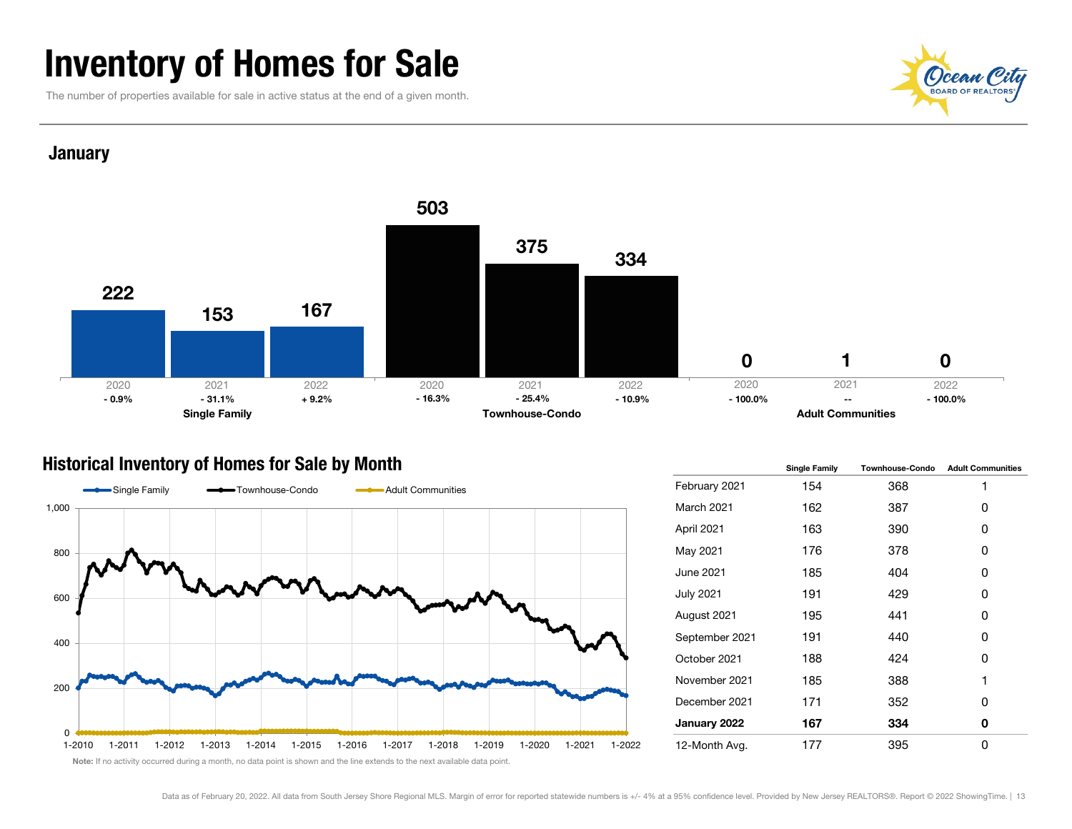# Inventory of Homes for Sale

The number of properties available for sale in active status at the end of a given month.

## January

| | Single Family | | | Townhouse-Condo | | | Adult Communities | | |
|---|---|---|---|---|---|---|---|---|---|
| Year | 2020 | 2021 | 2022 | 2020 | 2021 | 2022 | 2020 | 2021 | 2022 |
| Value | 222 | 153 | 167 | 503 | 375 | 334 | 0 | 1 | 0 |
| Change | - 0.9% | - 31.1% | + 9.2% | - 16.3% | - 25.4% | - 10.9% | - 100.0% | -- | - 100.0% |

## Historical Inventory of Homes for Sale by Month

| | Single Family | Townhouse-Condo | Adult Communities |
|---|---|---|---|
| February 2021 | 154 | 368 | 1 |
| March 2021 | 162 | 387 | 0 |
| April 2021 | 163 | 390 | 0 |
| May 2021 | 176 | 378 | 0 |
| June 2021 | 185 | 404 | 0 |
| July 2021 | 191 | 429 | 0 |
| August 2021 | 195 | 441 | 0 |
| September 2021 | 191 | 440 | 0 |
| October 2021 | 188 | 424 | 0 |
| November 2021 | 185 | 388 | 1 |
| December 2021 | 171 | 352 | 0 |
| **January 2022** | **167** | **334** | **0** |
| 12-Month Avg. | 177 | 395 | 0 |

**Note:** If no activity occurred during a month, no data point is shown and the line extends to the next available data point.

Data as of February 20, 2022. All data from South Jersey Shore Regional MLS. Margin of error for reported statewide numbers is +/- 4% at a 95% confidence level. Provided by New Jersey REALTORS®. Report © 2022 ShowingTime.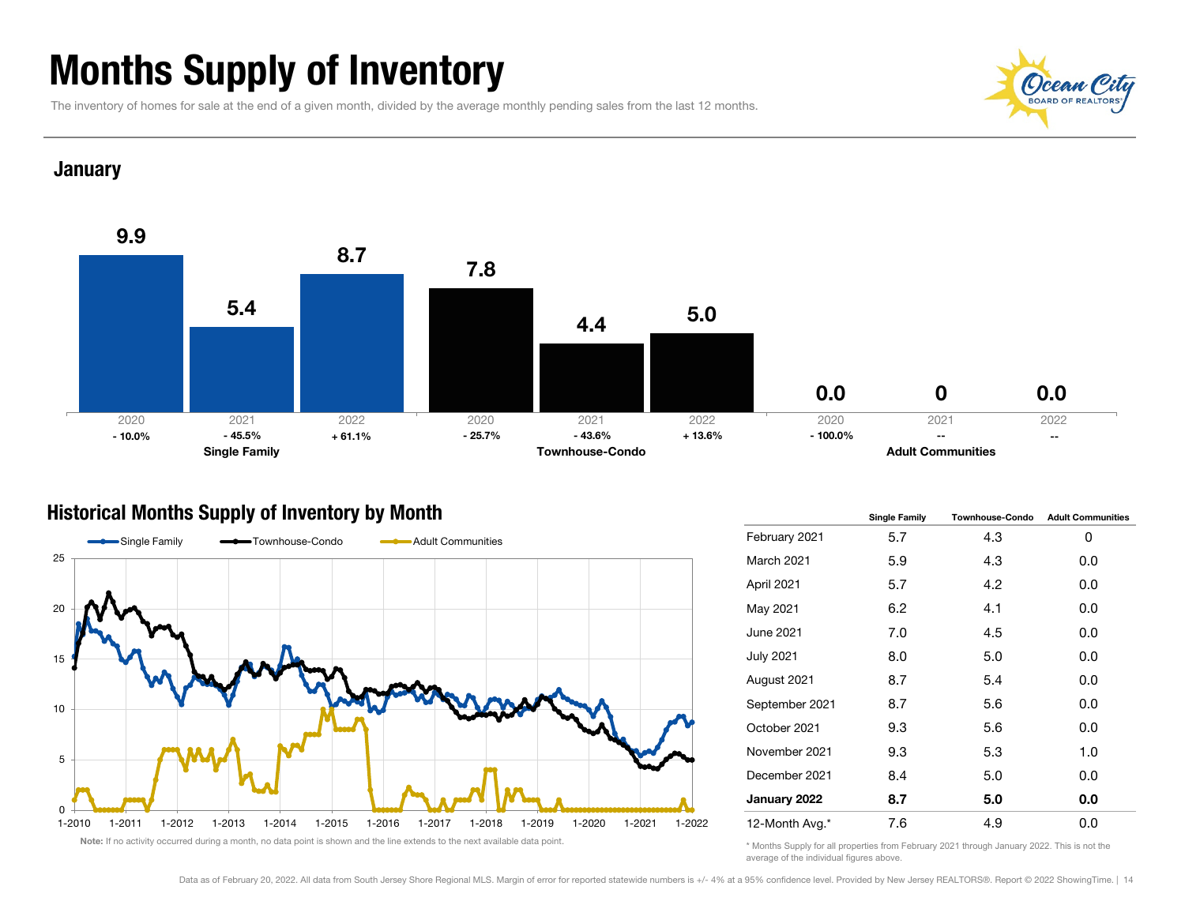# Months Supply of Inventory

The inventory of homes for sale at the end of a given month, divided by the average monthly pending sales from the last 12 months.

## January

| | Single Family | | | Townhouse-Condo | | | Adult Communities | | |
|---|---|---|---|---|---|---|---|---|---|
| Year | 2020 | 2021 | 2022 | 2020 | 2021 | 2022 | 2020 | 2021 | 2022 |
| Value | 9.9 | 5.4 | 8.7 | 7.8 | 4.4 | 5.0 | 0.0 | 0 | 0.0 |
| Change | - 10.0% | - 45.5% | + 61.1% | - 25.7% | - 43.6% | + 13.6% | - 100.0% | -- | -- |

## Historical Months Supply of Inventory by Month

**Note:** If no activity occurred during a month, no data point is shown and the line extends to the next available data point.

| | Single Family | Townhouse-Condo | Adult Communities |
|---|---|---|---|
| February 2021 | 5.7 | 4.3 | 0 |
| March 2021 | 5.9 | 4.3 | 0.0 |
| April 2021 | 5.7 | 4.2 | 0.0 |
| May 2021 | 6.2 | 4.1 | 0.0 |
| June 2021 | 7.0 | 4.5 | 0.0 |
| July 2021 | 8.0 | 5.0 | 0.0 |
| August 2021 | 8.7 | 5.4 | 0.0 |
| September 2021 | 8.7 | 5.6 | 0.0 |
| October 2021 | 9.3 | 5.6 | 0.0 |
| November 2021 | 9.3 | 5.3 | 1.0 |
| December 2021 | 8.4 | 5.0 | 0.0 |
| **January 2022** | **8.7** | **5.0** | **0.0** |
| 12-Month Avg.* | 7.6 | 4.9 | 0.0 |

\* Months Supply for all properties from February 2021 through January 2022. This is not the average of the individual figures above.

Data as of February 20, 2022. All data from South Jersey Shore Regional MLS. Margin of error for reported statewide numbers is +/- 4% at a 95% confidence level. Provided by New Jersey REALTORS®. Report © 2022 ShowingTime.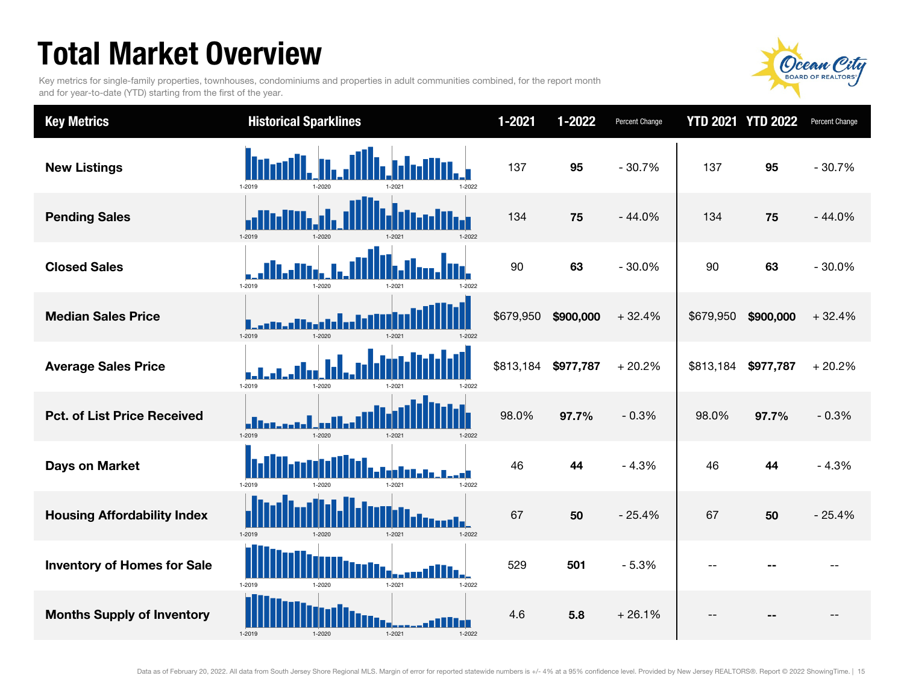# Total Market Overview

Key metrics for single-family properties, townhouses, condominiums and properties in adult communities combined, for the report month and for year-to-date (YTD) starting from the first of the year.

| Key Metrics | Historical Sparklines | 1-2021 | 1-2022 | Percent Change | YTD 2021 | YTD 2022 | Percent Change |
|---|---|---|---|---|---|---|---|
| New Listings | 1-2019 1-2020 1-2021 1-2022 | 137 | **95** | - 30.7% | 137 | **95** | - 30.7% |
| Pending Sales | 1-2019 1-2020 1-2021 1-2022 | 134 | **75** | - 44.0% | 134 | **75** | - 44.0% |
| Closed Sales | 1-2019 1-2020 1-2021 1-2022 | 90 | **63** | - 30.0% | 90 | **63** | - 30.0% |
| Median Sales Price | 1-2019 1-2020 1-2021 1-2022 | $679,950 | **$900,000** | + 32.4% | $679,950 | **$900,000** | + 32.4% |
| Average Sales Price | 1-2019 1-2020 1-2021 1-2022 | $813,184 | **$977,787** | + 20.2% | $813,184 | **$977,787** | + 20.2% |
| Pct. of List Price Received | 1-2019 1-2020 1-2021 1-2022 | 98.0% | **97.7%** | - 0.3% | 98.0% | **97.7%** | - 0.3% |
| Days on Market | 1-2019 1-2020 1-2021 1-2022 | 46 | **44** | - 4.3% | 46 | **44** | - 4.3% |
| Housing Affordability Index | 1-2019 1-2020 1-2021 1-2022 | 67 | **50** | - 25.4% | 67 | **50** | - 25.4% |
| Inventory of Homes for Sale | 1-2019 1-2020 1-2021 1-2022 | 529 | **501** | - 5.3% | -- | **--** | -- |
| Months Supply of Inventory | 1-2019 1-2020 1-2021 1-2022 | 4.6 | **5.8** | + 26.1% | -- | **--** | -- |

Data as of February 20, 2022. All data from South Jersey Shore Regional MLS. Margin of error for reported statewide numbers is +/- 4% at a 95% confidence level. Provided by New Jersey REALTORS®. Report © 2022 ShowingTime.